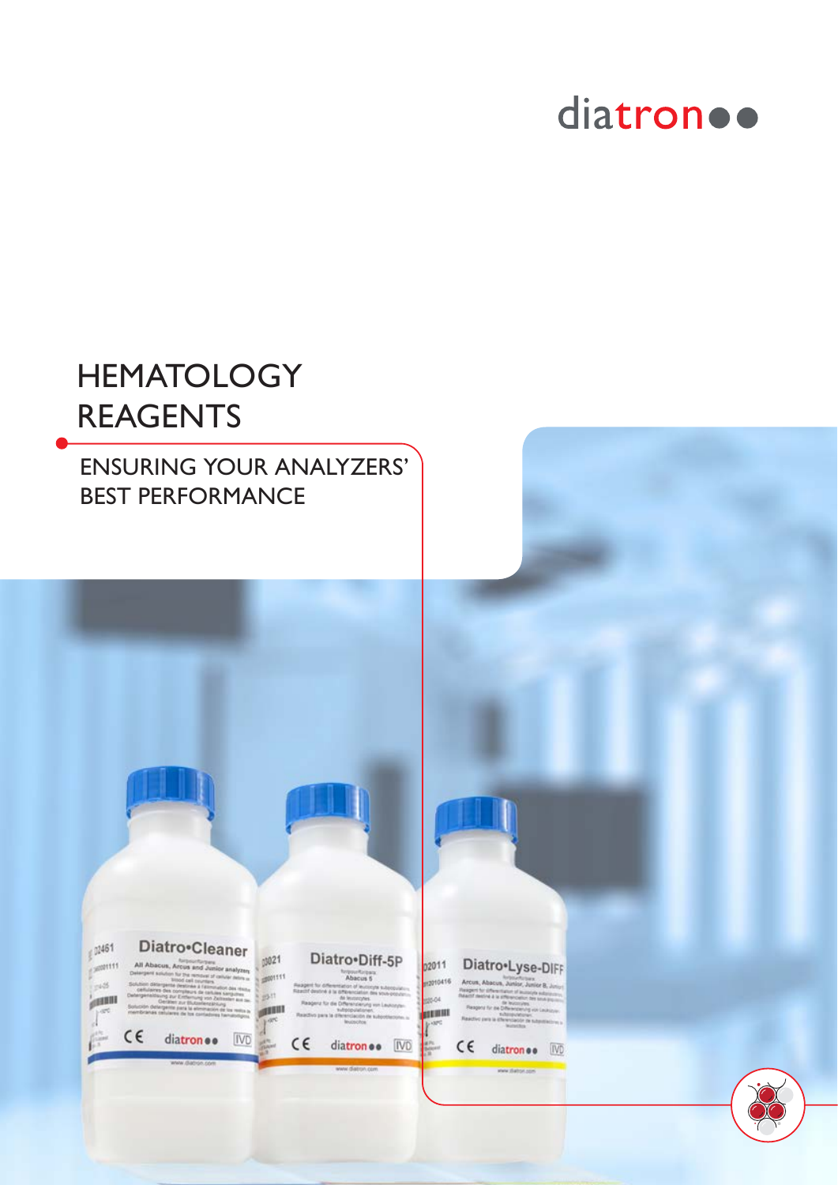diatron

# HEMATOLOGY REAGENTS

## ENSURING YOUR ANALYZERS' BEST PERFORMANCE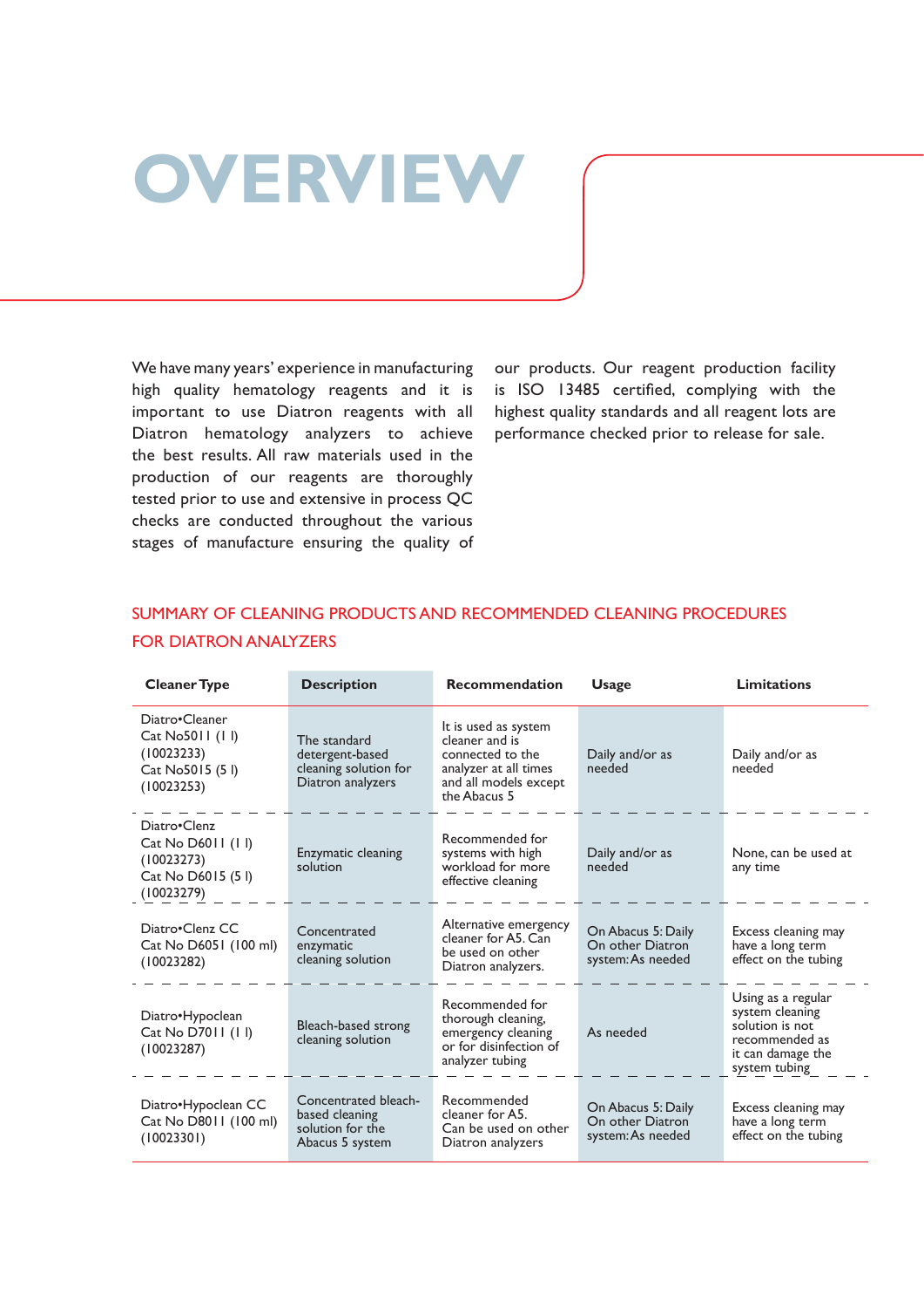# OVERVIEW

We have many years' experience in manufacturing high quality hematology reagents and it is important to use Diatron reagents with all Diatron hematology analyzers to achieve the best results. All raw materials used in the production of our reagents are thoroughly tested prior to use and extensive in process QC checks are conducted throughout the various stages of manufacture ensuring the quality of our products. Our reagent production facility is ISO 13485 certified, complying with the highest quality standards and all reagent lots are performance checked prior to release for sale.

## SUMMARY OF CLEANING PRODUCTS AND RECOMMENDED CLEANING PROCEDURES FOR DIATRON ANALYZERS

| Cleaner Type | Description | Recommendation | Usage | Limitations |
|---|---|---|---|---|
| Diatro•Cleaner Cat No5011 (1 l) (10023233) Cat No5015 (5 l) (10023253) | The standard detergent-based cleaning solution for Diatron analyzers | It is used as system cleaner and is connected to the analyzer at all times and all models except the Abacus 5 | Daily and/or as needed | Daily and/or as needed |
| Diatro•Clenz Cat No D6011 (1 l) (10023273) Cat No D6015 (5 l) (10023279) | Enzymatic cleaning solution | Recommended for systems with high workload for more effective cleaning | Daily and/or as needed | None, can be used at any time |
| Diatro•Clenz CC Cat No D6051 (100 ml) (10023282) | Concentrated enzymatic cleaning solution | Alternative emergency cleaner for A5. Can be used on other Diatron analyzers. | On Abacus 5: Daily On other Diatron system: As needed | Excess cleaning may have a long term effect on the tubing |
| Diatro•Hypoclean Cat No D7011 (1 l) (10023287) | Bleach-based strong cleaning solution | Recommended for thorough cleaning, emergency cleaning or for disinfection of analyzer tubing | As needed | Using as a regular system cleaning solution is not recommended as it can damage the system tubing |
| Diatro•Hypoclean CC Cat No D8011 (100 ml) (10023301) | Concentrated bleach-based cleaning solution for the Abacus 5 system | Recommended cleaner for A5. Can be used on other Diatron analyzers | On Abacus 5: Daily On other Diatron system: As needed | Excess cleaning may have a long term effect on the tubing |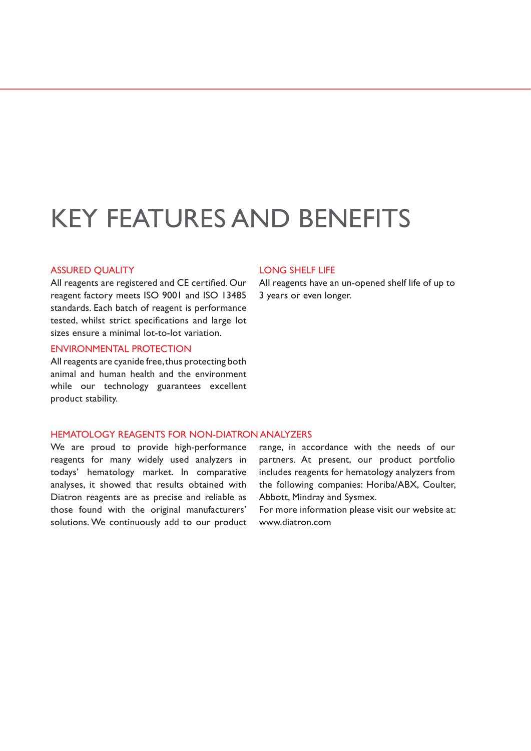# KEY FEATURES AND BENEFITS

## ASSURED QUALITY

All reagents are registered and CE certified. Our reagent factory meets ISO 9001 and ISO 13485 standards. Each batch of reagent is performance tested, whilst strict specifications and large lot sizes ensure a minimal lot-to-lot variation.

## ENVIRONMENTAL PROTECTION

All reagents are cyanide free, thus protecting both animal and human health and the environment while our technology guarantees excellent product stability.

## LONG SHELF LIFE

All reagents have an un-opened shelf life of up to 3 years or even longer.

## HEMATOLOGY REAGENTS FOR NON-DIATRON ANALYZERS

We are proud to provide high-performance reagents for many widely used analyzers in todays' hematology market. In comparative analyses, it showed that results obtained with Diatron reagents are as precise and reliable as those found with the original manufacturers' solutions. We continuously add to our product range, in accordance with the needs of our partners. At present, our product portfolio includes reagents for hematology analyzers from the following companies: Horiba/ABX, Coulter, Abbott, Mindray and Sysmex.

For more information please visit our website at: www.diatron.com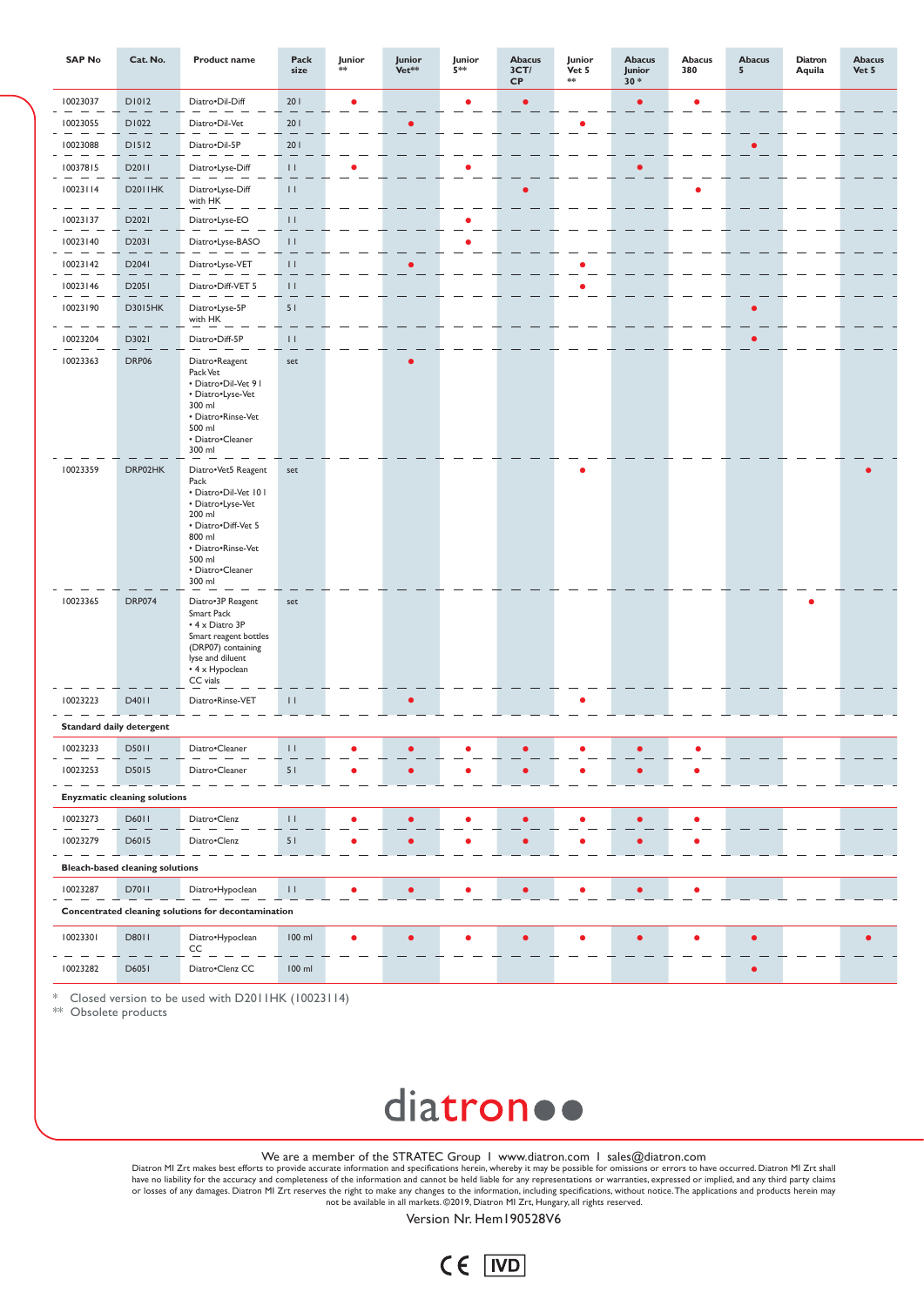| SAP No | Cat. No. | Product name | Pack size | Junior ** | Junior Vet** | Junior 5** | Abacus 3CT/ CP | Junior Vet 5 ** | Abacus Junior 30 * | Abacus 380 | Abacus 5 | Diatron Aquila | Abacus Vet 5 |
|---|---|---|---|---|---|---|---|---|---|---|---|---|---|
| 10023037 | D1012 | Diatro•Dil-Diff | 20 l | ● | | ● | ● | | ● | ● | | | |
| 10023055 | D1022 | Diatro•Dil-Vet | 20 l | | ● | | | ● | | | | | |
| 10023088 | D1512 | Diatro•Dil-5P | 20 l | | | | | | | | ● | | |
| 10037815 | D2011 | Diatro•Lyse-Diff | 1 l | ● | | ● | | | ● | | | | |
| 10023114 | D2011HK | Diatro•Lyse-Diff with HK | 1 l | | | | ● | | | ● | | | |
| 10023137 | D2021 | Diatro•Lyse-EO | 1 l | | | ● | | | | | | | |
| 10023140 | D2031 | Diatro•Lyse-BASO | 1 l | | | ● | | | | | | | |
| 10023142 | D2041 | Diatro•Lyse-VET | 1 l | | ● | | | ● | | | | | |
| 10023146 | D2051 | Diatro•Diff-VET 5 | 1 l | | | | | ● | | | | | |
| 10023190 | D3015HK | Diatro•Lyse-5P with HK | 5 l | | | | | | | | ● | | |
| 10023204 | D3021 | Diatro•Diff-5P | 1 l | | | | | | | | ● | | |
| 10023363 | DRP06 | Diatro•Reagent Pack Vet • Diatro•Dil-Vet 9 l • Diatro•Lyse-Vet 300 ml • Diatro•Rinse-Vet 500 ml • Diatro•Cleaner 300 ml | set | | ● | | | | | | | | |
| 10023359 | DRP02HK | Diatro•Vet5 Reagent Pack • Diatro•Dil-Vet 10 l • Diatro•Lyse-Vet 200 ml • Diatro•Diff-Vet 5 800 ml • Diatro•Rinse-Vet 500 ml • Diatro•Cleaner 300 ml | set | | | | | ● | | | | | ● |
| 10023365 | DRP074 | Diatro•3P Reagent Smart Pack • 4 x Diatro 3P Smart reagent bottles (DRP07) containing lyse and diluent • 4 x Hypoclean CC vials | set | | | | | | | | | ● | |
| 10023223 | D4011 | Diatro•Rinse-VET | 1 l | | ● | | | ● | | | | | |
| **Standard daily detergent** | | | | | | | | | | | | | |
| 10023233 | D5011 | Diatro•Cleaner | 1 l | ● | ● | ● | ● | ● | ● | ● | | | |
| 10023253 | D5015 | Diatro•Cleaner | 5 l | ● | ● | ● | ● | ● | ● | ● | | | |
| **Enyzmatic cleaning solutions** | | | | | | | | | | | | | |
| 10023273 | D6011 | Diatro•Clenz | 1 l | ● | ● | ● | ● | ● | ● | ● | | | |
| 10023279 | D6015 | Diatro•Clenz | 5 l | ● | ● | ● | ● | ● | ● | ● | | | |
| **Bleach-based cleaning solutions** | | | | | | | | | | | | | |
| 10023287 | D7011 | Diatro•Hypoclean | 1 l | ● | ● | ● | ● | ● | ● | ● | | | |
| **Concentrated cleaning solutions for decontamination** | | | | | | | | | | | | | |
| 10023301 | D8011 | Diatro•Hypoclean CC | 100 ml | ● | ● | ● | ● | ● | ● | ● | ● | | ● |
| 10023282 | D6051 | Diatro•Clenz CC | 100 ml | | | | | | | | ● | | |

\* Closed version to be used with D2011HK (10023114)

\*\* Obsolete products

diatron

We are a member of the STRATEC Group | www.diatron.com | sales@diatron.com

Diatron MI Zrt makes best efforts to provide accurate information and specifications herein, whereby it may be possible for omissions or errors to have occurred. Diatron MI Zrt shall have no liability for the accuracy and completeness of the information and cannot be held liable for any representations or warranties, expressed or implied, and any third party claims or losses of any damages. Diatron MI Zrt reserves the right to make any changes to the information, including specifications, without notice. The applications and products herein may not be available in all markets. ©2019, Diatron MI Zrt, Hungary, all rights reserved.

Version Nr. Hem190528V6

CE IVD